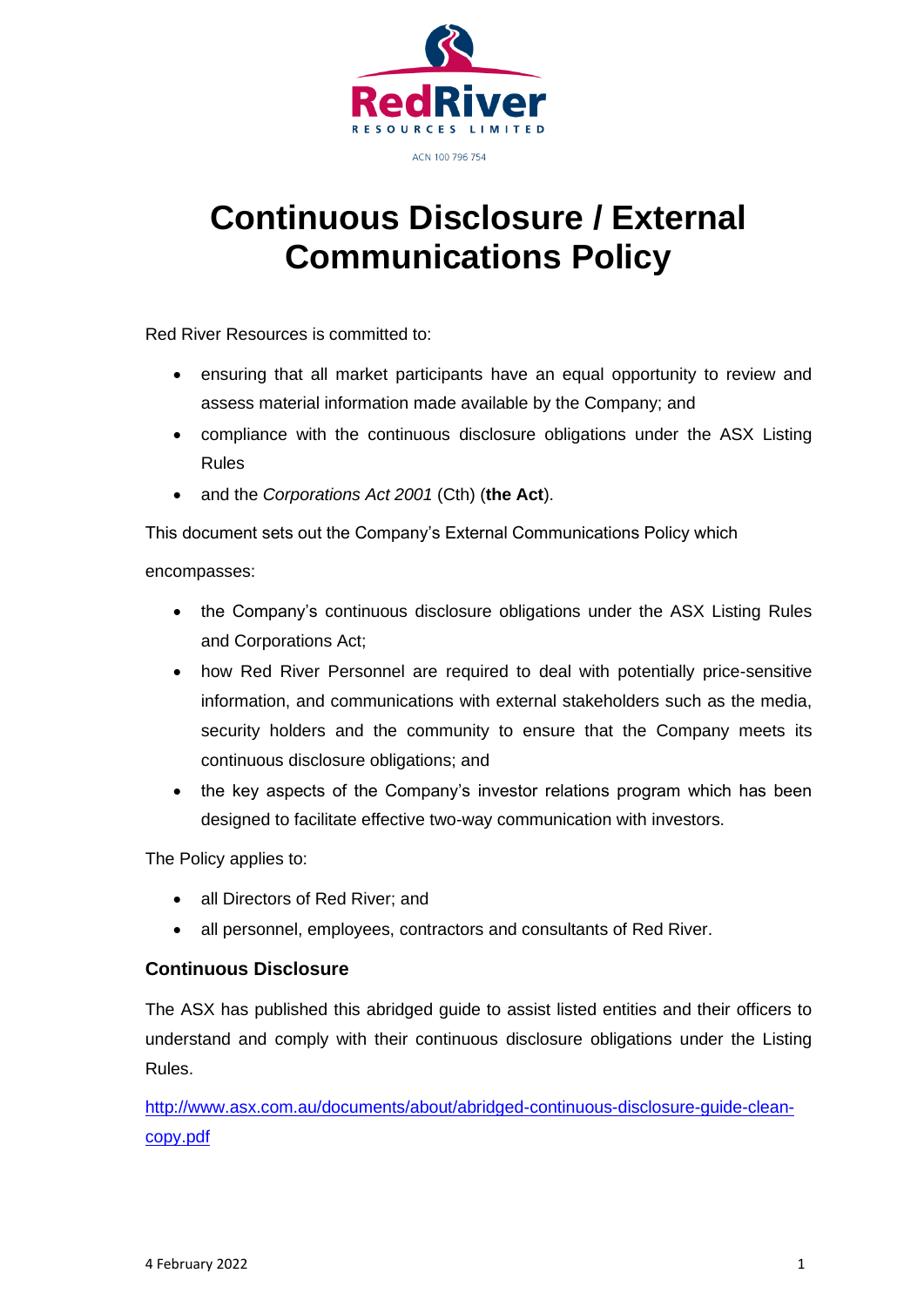RedRiver

RESOURCES LIMITED

ACN 100 796 754

# Continuous Disclosure / External Communications Policy

Red River Resources is committed to:

- ensuring that all market participants have an equal opportunity to review and assess material information made available by the Company; and
- compliance with the continuous disclosure obligations under the ASX Listing Rules
- and the *Corporations Act 2001* (Cth) (**the Act**).

This document sets out the Company's External Communications Policy which

encompasses:

- the Company's continuous disclosure obligations under the ASX Listing Rules and Corporations Act;
- how Red River Personnel are required to deal with potentially price-sensitive information, and communications with external stakeholders such as the media, security holders and the community to ensure that the Company meets its continuous disclosure obligations; and
- the key aspects of the Company's investor relations program which has been designed to facilitate effective two-way communication with investors.

The Policy applies to:

- all Directors of Red River; and
- all personnel, employees, contractors and consultants of Red River.

### Continuous Disclosure

The ASX has published this abridged guide to assist listed entities and their officers to understand and comply with their continuous disclosure obligations under the Listing Rules.

[http://www.asx.com.au/documents/about/abridged-continuous-disclosure-guide-clean-copy.pdf](http://www.asx.com.au/documents/about/abridged-continuous-disclosure-guide-clean-copy.pdf)

4 February 2022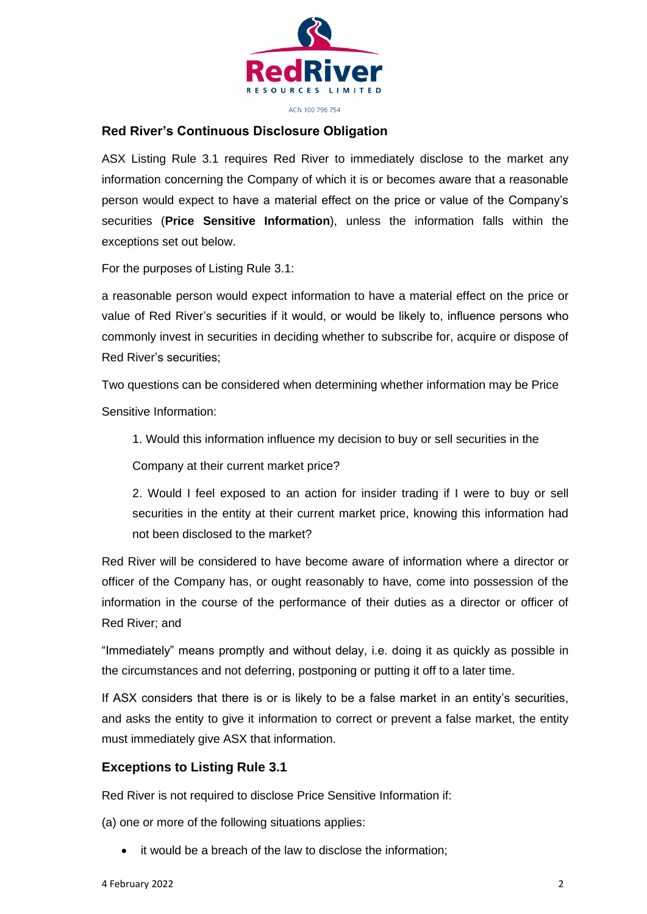## Red River's Continuous Disclosure Obligation

ASX Listing Rule 3.1 requires Red River to immediately disclose to the market any information concerning the Company of which it is or becomes aware that a reasonable person would expect to have a material effect on the price or value of the Company's securities (**Price Sensitive Information**), unless the information falls within the exceptions set out below.

For the purposes of Listing Rule 3.1:

a reasonable person would expect information to have a material effect on the price or value of Red River's securities if it would, or would be likely to, influence persons who commonly invest in securities in deciding whether to subscribe for, acquire or dispose of Red River's securities;

Two questions can be considered when determining whether information may be Price Sensitive Information:

1. Would this information influence my decision to buy or sell securities in the Company at their current market price?
2. Would I feel exposed to an action for insider trading if I were to buy or sell securities in the entity at their current market price, knowing this information had not been disclosed to the market?

Red River will be considered to have become aware of information where a director or officer of the Company has, or ought reasonably to have, come into possession of the information in the course of the performance of their duties as a director or officer of Red River; and

"Immediately" means promptly and without delay, i.e. doing it as quickly as possible in the circumstances and not deferring, postponing or putting it off to a later time.

If ASX considers that there is or is likely to be a false market in an entity's securities, and asks the entity to give it information to correct or prevent a false market, the entity must immediately give ASX that information.

## Exceptions to Listing Rule 3.1

Red River is not required to disclose Price Sensitive Information if:

(a) one or more of the following situations applies:

- it would be a breach of the law to disclose the information;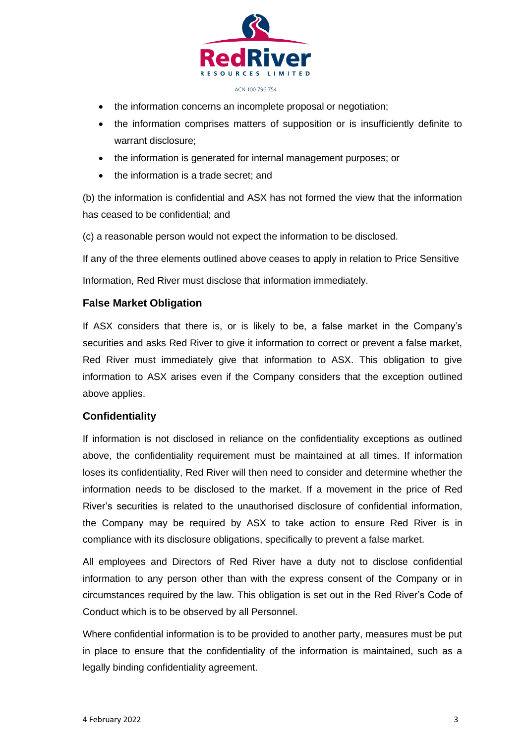- the information concerns an incomplete proposal or negotiation;
- the information comprises matters of supposition or is insufficiently definite to warrant disclosure;
- the information is generated for internal management purposes; or
- the information is a trade secret; and

(b) the information is confidential and ASX has not formed the view that the information has ceased to be confidential; and

(c) a reasonable person would not expect the information to be disclosed.

If any of the three elements outlined above ceases to apply in relation to Price Sensitive Information, Red River must disclose that information immediately.

### False Market Obligation

If ASX considers that there is, or is likely to be, a false market in the Company's securities and asks Red River to give it information to correct or prevent a false market, Red River must immediately give that information to ASX. This obligation to give information to ASX arises even if the Company considers that the exception outlined above applies.

### Confidentiality

If information is not disclosed in reliance on the confidentiality exceptions as outlined above, the confidentiality requirement must be maintained at all times. If information loses its confidentiality, Red River will then need to consider and determine whether the information needs to be disclosed to the market. If a movement in the price of Red River's securities is related to the unauthorised disclosure of confidential information, the Company may be required by ASX to take action to ensure Red River is in compliance with its disclosure obligations, specifically to prevent a false market.

All employees and Directors of Red River have a duty not to disclose confidential information to any person other than with the express consent of the Company or in circumstances required by the law. This obligation is set out in the Red River's Code of Conduct which is to be observed by all Personnel.

Where confidential information is to be provided to another party, measures must be put in place to ensure that the confidentiality of the information is maintained, such as a legally binding confidentiality agreement.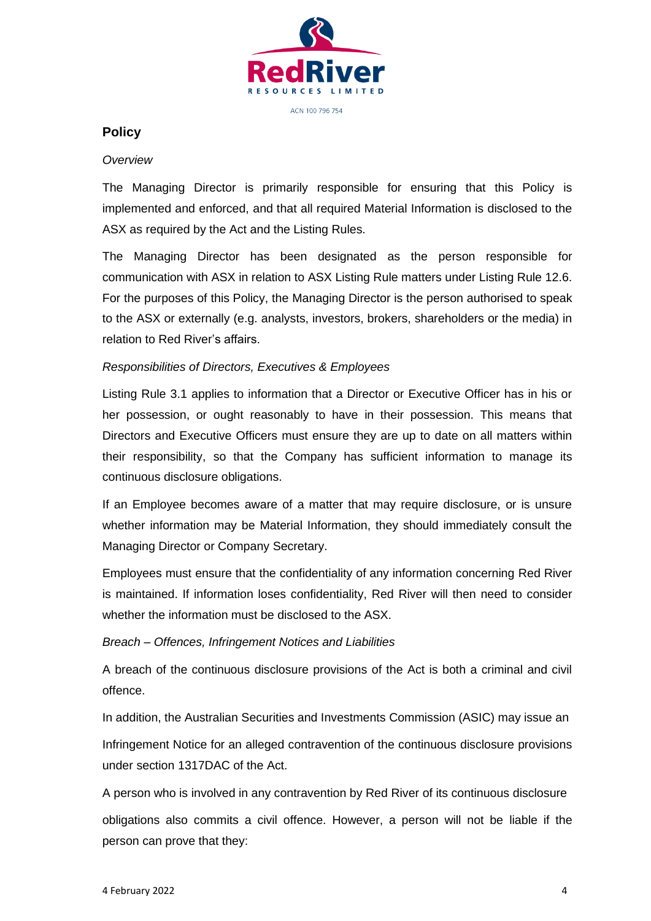## Policy

*Overview*

The Managing Director is primarily responsible for ensuring that this Policy is implemented and enforced, and that all required Material Information is disclosed to the ASX as required by the Act and the Listing Rules.

The Managing Director has been designated as the person responsible for communication with ASX in relation to ASX Listing Rule matters under Listing Rule 12.6. For the purposes of this Policy, the Managing Director is the person authorised to speak to the ASX or externally (e.g. analysts, investors, brokers, shareholders or the media) in relation to Red River's affairs.

*Responsibilities of Directors, Executives & Employees*

Listing Rule 3.1 applies to information that a Director or Executive Officer has in his or her possession, or ought reasonably to have in their possession. This means that Directors and Executive Officers must ensure they are up to date on all matters within their responsibility, so that the Company has sufficient information to manage its continuous disclosure obligations.

If an Employee becomes aware of a matter that may require disclosure, or is unsure whether information may be Material Information, they should immediately consult the Managing Director or Company Secretary.

Employees must ensure that the confidentiality of any information concerning Red River is maintained. If information loses confidentiality, Red River will then need to consider whether the information must be disclosed to the ASX.

*Breach – Offences, Infringement Notices and Liabilities*

A breach of the continuous disclosure provisions of the Act is both a criminal and civil offence.

In addition, the Australian Securities and Investments Commission (ASIC) may issue an Infringement Notice for an alleged contravention of the continuous disclosure provisions under section 1317DAC of the Act.

A person who is involved in any contravention by Red River of its continuous disclosure obligations also commits a civil offence. However, a person will not be liable if the person can prove that they: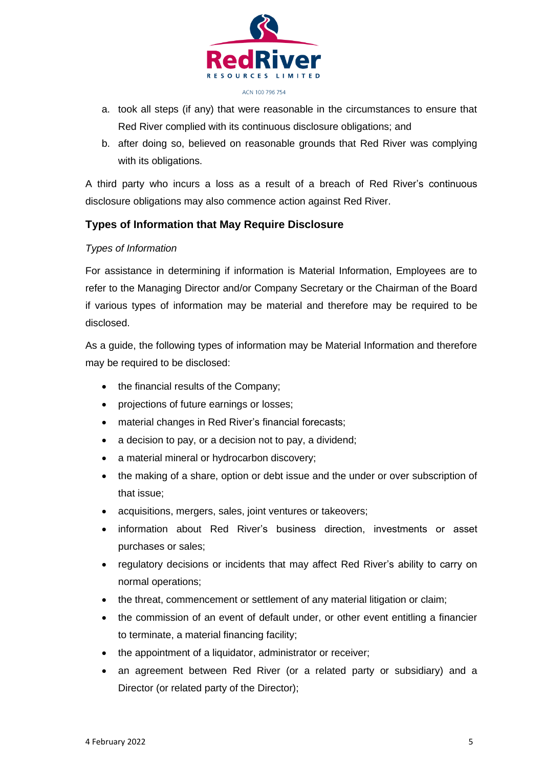a. took all steps (if any) that were reasonable in the circumstances to ensure that Red River complied with its continuous disclosure obligations; and
b. after doing so, believed on reasonable grounds that Red River was complying with its obligations.

A third party who incurs a loss as a result of a breach of Red River's continuous disclosure obligations may also commence action against Red River.

## Types of Information that May Require Disclosure

*Types of Information*

For assistance in determining if information is Material Information, Employees are to refer to the Managing Director and/or Company Secretary or the Chairman of the Board if various types of information may be material and therefore may be required to be disclosed.

As a guide, the following types of information may be Material Information and therefore may be required to be disclosed:

- the financial results of the Company;
- projections of future earnings or losses;
- material changes in Red River's financial forecasts;
- a decision to pay, or a decision not to pay, a dividend;
- a material mineral or hydrocarbon discovery;
- the making of a share, option or debt issue and the under or over subscription of that issue;
- acquisitions, mergers, sales, joint ventures or takeovers;
- information about Red River's business direction, investments or asset purchases or sales;
- regulatory decisions or incidents that may affect Red River's ability to carry on normal operations;
- the threat, commencement or settlement of any material litigation or claim;
- the commission of an event of default under, or other event entitling a financier to terminate, a material financing facility;
- the appointment of a liquidator, administrator or receiver;
- an agreement between Red River (or a related party or subsidiary) and a Director (or related party of the Director);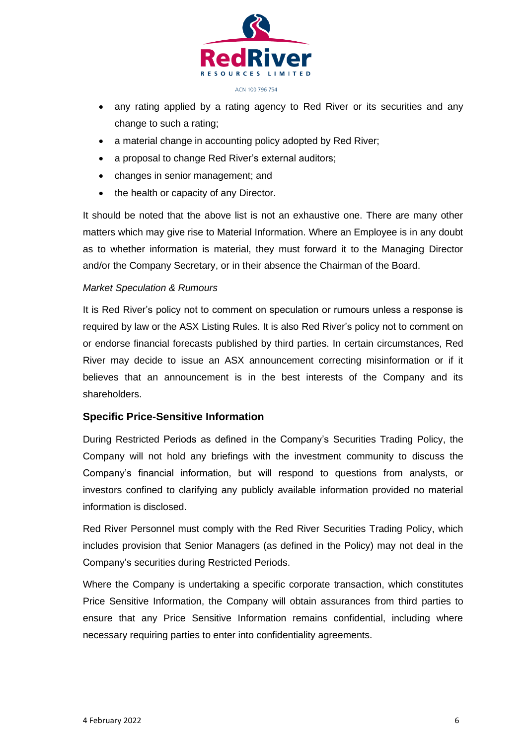- any rating applied by a rating agency to Red River or its securities and any change to such a rating;
- a material change in accounting policy adopted by Red River;
- a proposal to change Red River's external auditors;
- changes in senior management; and
- the health or capacity of any Director.

It should be noted that the above list is not an exhaustive one. There are many other matters which may give rise to Material Information. Where an Employee is in any doubt as to whether information is material, they must forward it to the Managing Director and/or the Company Secretary, or in their absence the Chairman of the Board.

*Market Speculation & Rumours*

It is Red River's policy not to comment on speculation or rumours unless a response is required by law or the ASX Listing Rules. It is also Red River's policy not to comment on or endorse financial forecasts published by third parties. In certain circumstances, Red River may decide to issue an ASX announcement correcting misinformation or if it believes that an announcement is in the best interests of the Company and its shareholders.

### Specific Price-Sensitive Information

During Restricted Periods as defined in the Company's Securities Trading Policy, the Company will not hold any briefings with the investment community to discuss the Company's financial information, but will respond to questions from analysts, or investors confined to clarifying any publicly available information provided no material information is disclosed.

Red River Personnel must comply with the Red River Securities Trading Policy, which includes provision that Senior Managers (as defined in the Policy) may not deal in the Company's securities during Restricted Periods.

Where the Company is undertaking a specific corporate transaction, which constitutes Price Sensitive Information, the Company will obtain assurances from third parties to ensure that any Price Sensitive Information remains confidential, including where necessary requiring parties to enter into confidentiality agreements.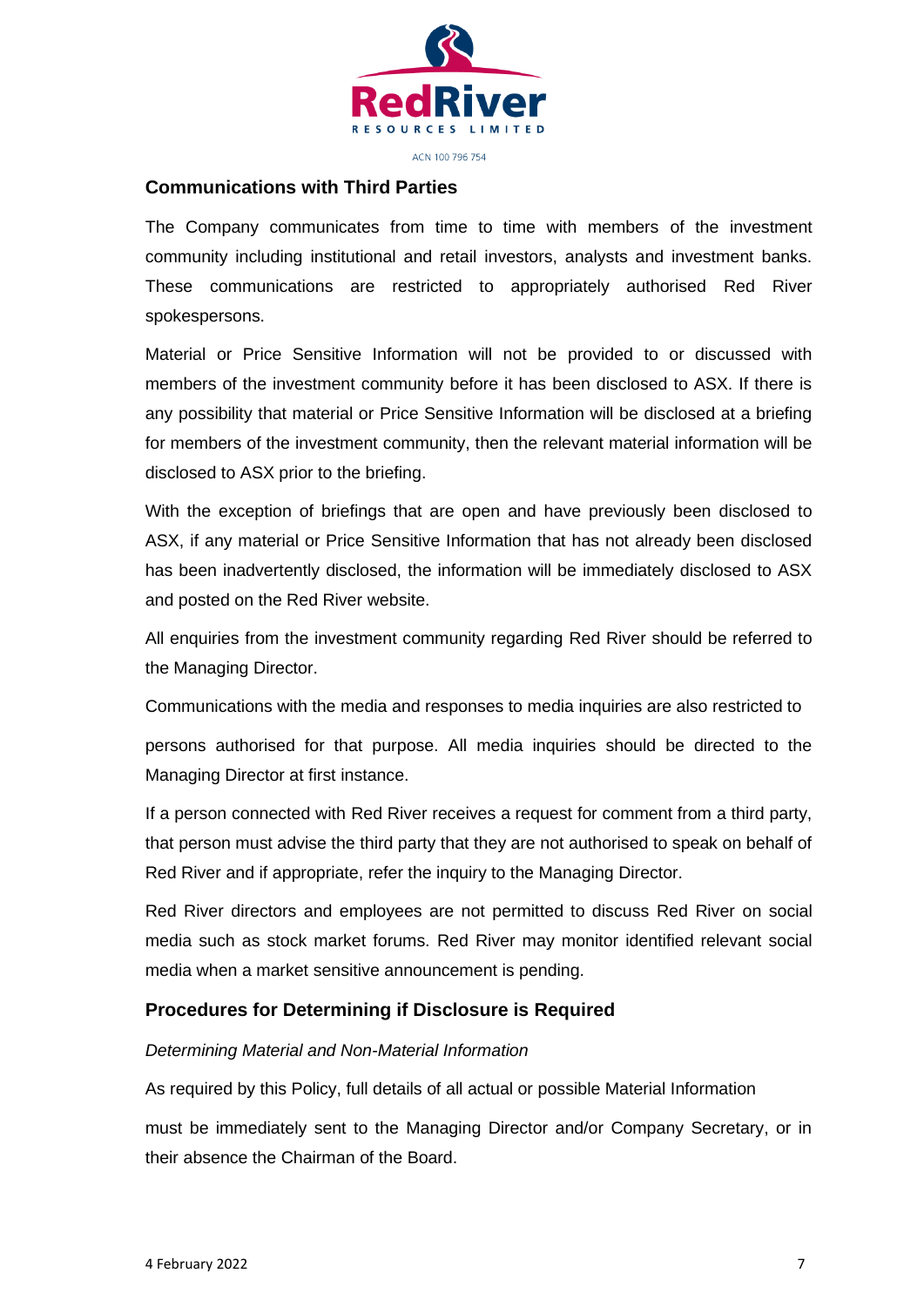## Communications with Third Parties

The Company communicates from time to time with members of the investment community including institutional and retail investors, analysts and investment banks. These communications are restricted to appropriately authorised Red River spokespersons.

Material or Price Sensitive Information will not be provided to or discussed with members of the investment community before it has been disclosed to ASX. If there is any possibility that material or Price Sensitive Information will be disclosed at a briefing for members of the investment community, then the relevant material information will be disclosed to ASX prior to the briefing.

With the exception of briefings that are open and have previously been disclosed to ASX, if any material or Price Sensitive Information that has not already been disclosed has been inadvertently disclosed, the information will be immediately disclosed to ASX and posted on the Red River website.

All enquiries from the investment community regarding Red River should be referred to the Managing Director.

Communications with the media and responses to media inquiries are also restricted to persons authorised for that purpose. All media inquiries should be directed to the Managing Director at first instance.

If a person connected with Red River receives a request for comment from a third party, that person must advise the third party that they are not authorised to speak on behalf of Red River and if appropriate, refer the inquiry to the Managing Director.

Red River directors and employees are not permitted to discuss Red River on social media such as stock market forums. Red River may monitor identified relevant social media when a market sensitive announcement is pending.

## Procedures for Determining if Disclosure is Required

*Determining Material and Non-Material Information*

As required by this Policy, full details of all actual or possible Material Information must be immediately sent to the Managing Director and/or Company Secretary, or in their absence the Chairman of the Board.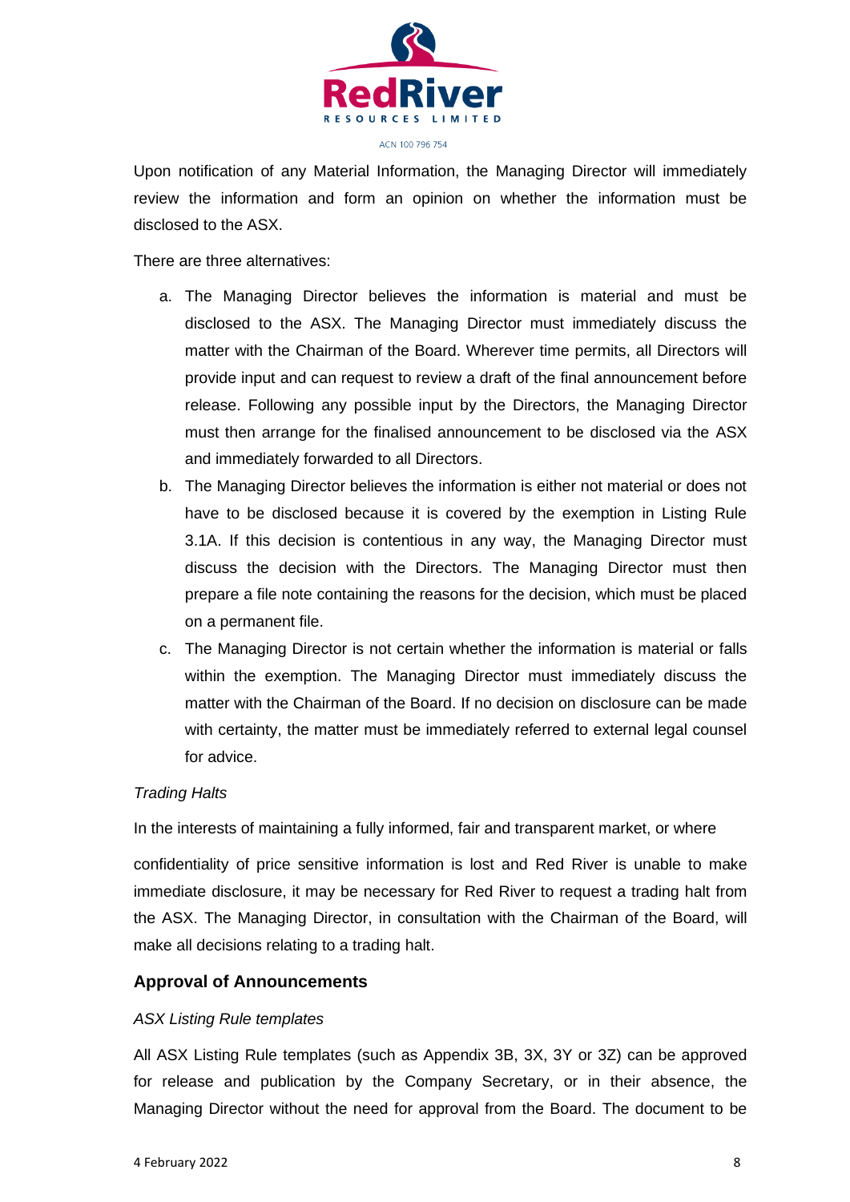Upon notification of any Material Information, the Managing Director will immediately review the information and form an opinion on whether the information must be disclosed to the ASX.

There are three alternatives:

a. The Managing Director believes the information is material and must be disclosed to the ASX. The Managing Director must immediately discuss the matter with the Chairman of the Board. Wherever time permits, all Directors will provide input and can request to review a draft of the final announcement before release. Following any possible input by the Directors, the Managing Director must then arrange for the finalised announcement to be disclosed via the ASX and immediately forwarded to all Directors.
b. The Managing Director believes the information is either not material or does not have to be disclosed because it is covered by the exemption in Listing Rule 3.1A. If this decision is contentious in any way, the Managing Director must discuss the decision with the Directors. The Managing Director must then prepare a file note containing the reasons for the decision, which must be placed on a permanent file.
c. The Managing Director is not certain whether the information is material or falls within the exemption. The Managing Director must immediately discuss the matter with the Chairman of the Board. If no decision on disclosure can be made with certainty, the matter must be immediately referred to external legal counsel for advice.

*Trading Halts*

In the interests of maintaining a fully informed, fair and transparent market, or where confidentiality of price sensitive information is lost and Red River is unable to make immediate disclosure, it may be necessary for Red River to request a trading halt from the ASX. The Managing Director, in consultation with the Chairman of the Board, will make all decisions relating to a trading halt.

## Approval of Announcements

*ASX Listing Rule templates*

All ASX Listing Rule templates (such as Appendix 3B, 3X, 3Y or 3Z) can be approved for release and publication by the Company Secretary, or in their absence, the Managing Director without the need for approval from the Board. The document to be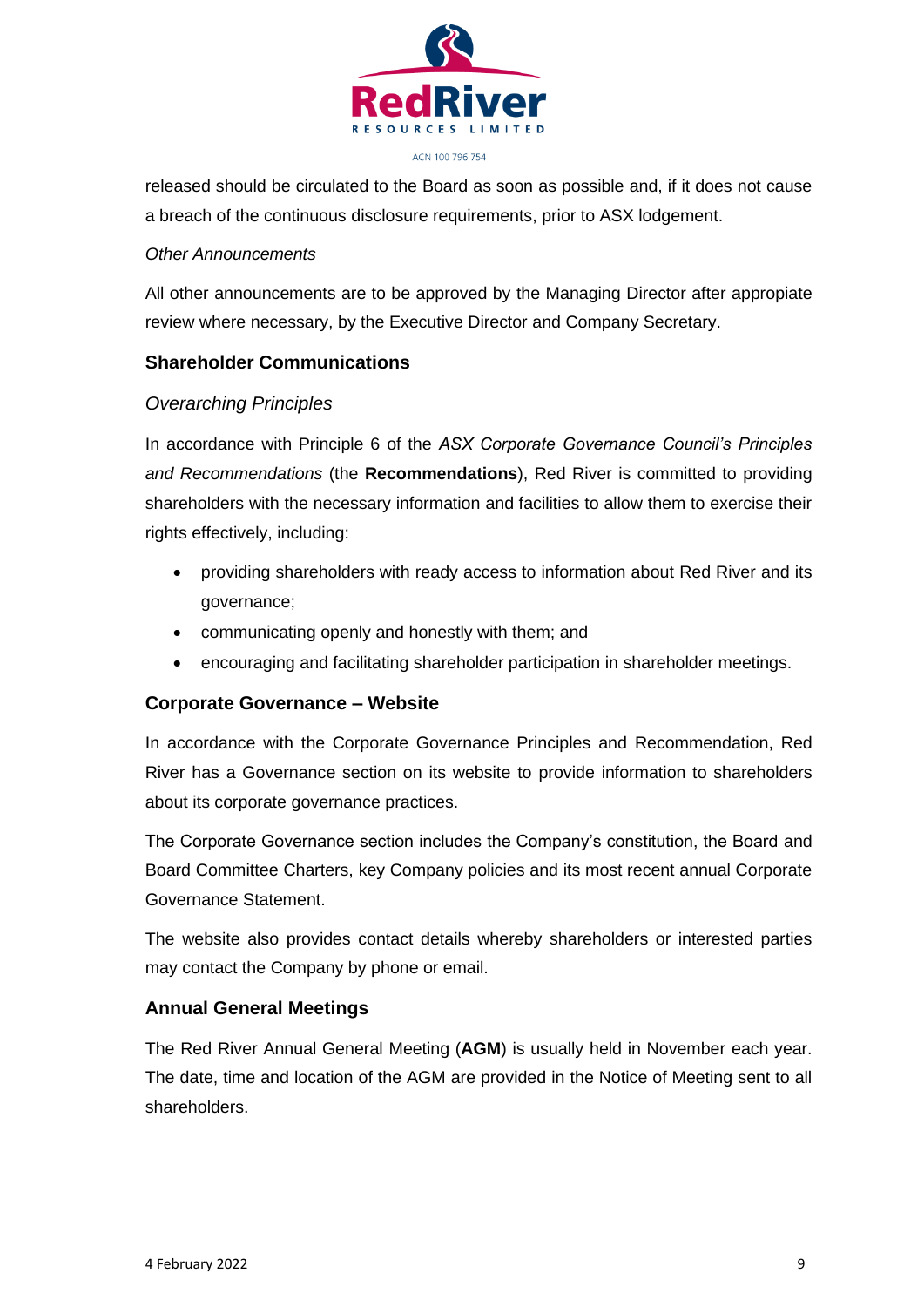released should be circulated to the Board as soon as possible and, if it does not cause a breach of the continuous disclosure requirements, prior to ASX lodgement.

*Other Announcements*

All other announcements are to be approved by the Managing Director after appropiate review where necessary, by the Executive Director and Company Secretary.

## Shareholder Communications

### *Overarching Principles*

In accordance with Principle 6 of the *ASX Corporate Governance Council's Principles and Recommendations* (the **Recommendations**), Red River is committed to providing shareholders with the necessary information and facilities to allow them to exercise their rights effectively, including:

- providing shareholders with ready access to information about Red River and its governance;
- communicating openly and honestly with them; and
- encouraging and facilitating shareholder participation in shareholder meetings.

## Corporate Governance – Website

In accordance with the Corporate Governance Principles and Recommendation, Red River has a Governance section on its website to provide information to shareholders about its corporate governance practices.

The Corporate Governance section includes the Company's constitution, the Board and Board Committee Charters, key Company policies and its most recent annual Corporate Governance Statement.

The website also provides contact details whereby shareholders or interested parties may contact the Company by phone or email.

## Annual General Meetings

The Red River Annual General Meeting (**AGM**) is usually held in November each year. The date, time and location of the AGM are provided in the Notice of Meeting sent to all shareholders.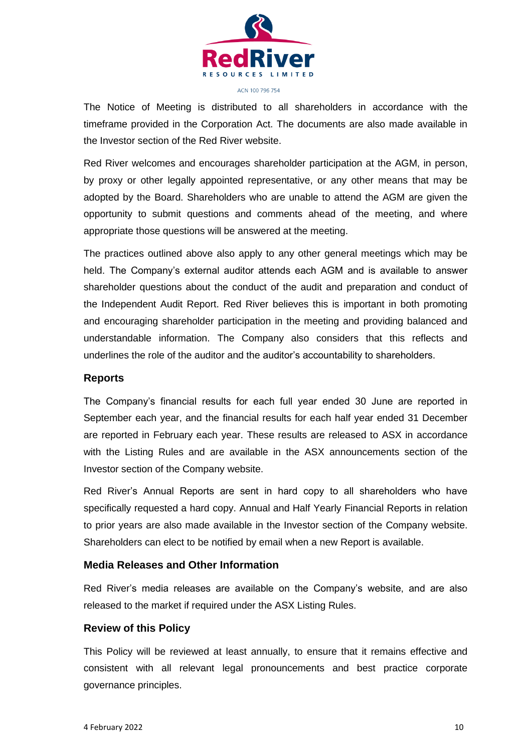The Notice of Meeting is distributed to all shareholders in accordance with the timeframe provided in the Corporation Act. The documents are also made available in the Investor section of the Red River website.

Red River welcomes and encourages shareholder participation at the AGM, in person, by proxy or other legally appointed representative, or any other means that may be adopted by the Board. Shareholders who are unable to attend the AGM are given the opportunity to submit questions and comments ahead of the meeting, and where appropriate those questions will be answered at the meeting.

The practices outlined above also apply to any other general meetings which may be held. The Company's external auditor attends each AGM and is available to answer shareholder questions about the conduct of the audit and preparation and conduct of the Independent Audit Report. Red River believes this is important in both promoting and encouraging shareholder participation in the meeting and providing balanced and understandable information. The Company also considers that this reflects and underlines the role of the auditor and the auditor's accountability to shareholders.

### Reports

The Company's financial results for each full year ended 30 June are reported in September each year, and the financial results for each half year ended 31 December are reported in February each year. These results are released to ASX in accordance with the Listing Rules and are available in the ASX announcements section of the Investor section of the Company website.

Red River's Annual Reports are sent in hard copy to all shareholders who have specifically requested a hard copy. Annual and Half Yearly Financial Reports in relation to prior years are also made available in the Investor section of the Company website. Shareholders can elect to be notified by email when a new Report is available.

### Media Releases and Other Information

Red River's media releases are available on the Company's website, and are also released to the market if required under the ASX Listing Rules.

### Review of this Policy

This Policy will be reviewed at least annually, to ensure that it remains effective and consistent with all relevant legal pronouncements and best practice corporate governance principles.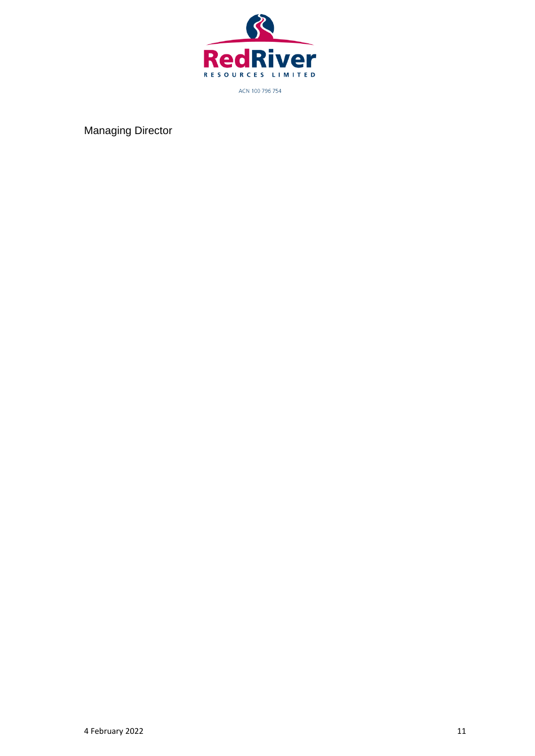ACN 100 796 754

Managing Director